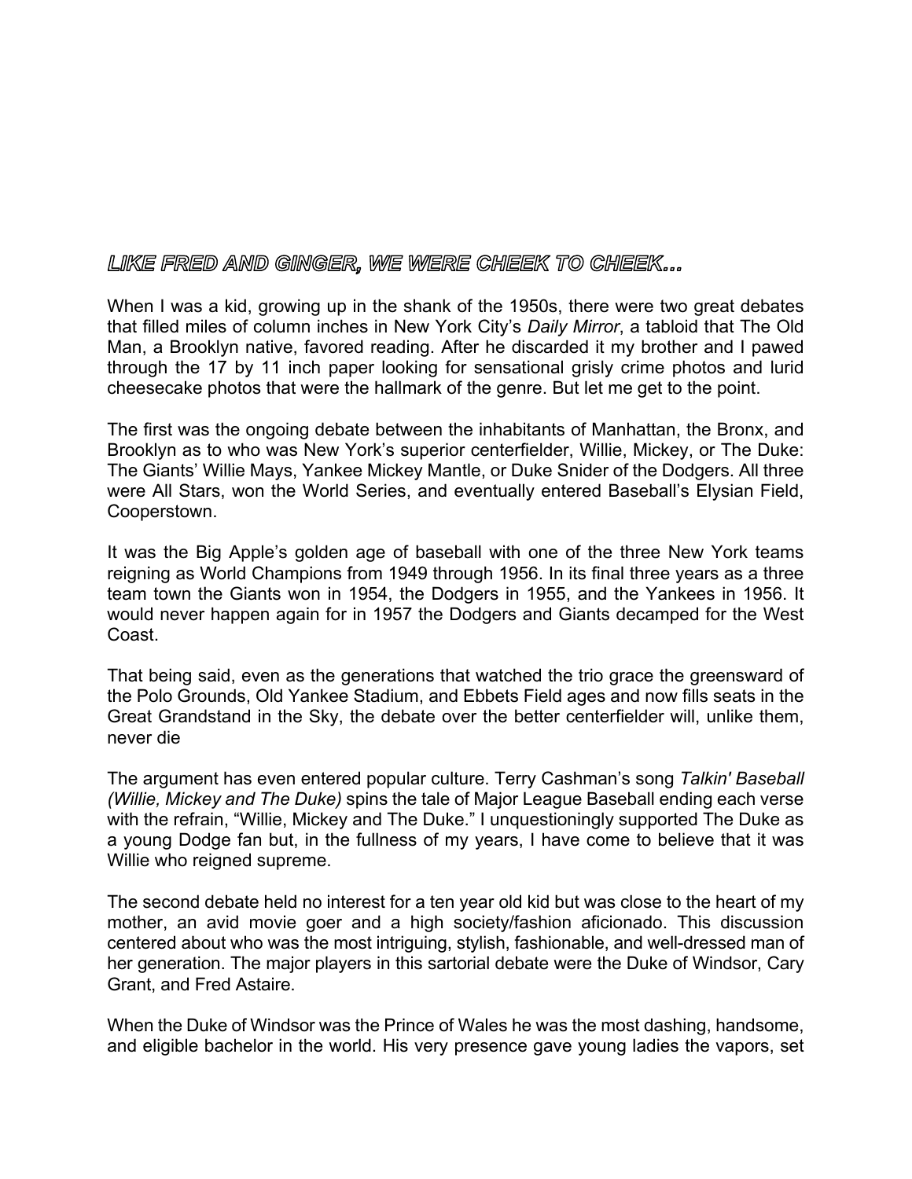## *LIKE FRED AND GINGER, WE WERE CHEEK TO CHEEK…*

When I was a kid, growing up in the shank of the 1950s, there were two great debates that filled miles of column inches in New York City's *Daily Mirror*, a tabloid that The Old Man, a Brooklyn native, favored reading. After he discarded it my brother and I pawed through the 17 by 11 inch paper looking for sensational grisly crime photos and lurid cheesecake photos that were the hallmark of the genre. But let me get to the point.

The first was the ongoing debate between the inhabitants of Manhattan, the Bronx, and Brooklyn as to who was New York's superior centerfielder, Willie, Mickey, or The Duke: The Giants' Willie Mays, Yankee Mickey Mantle, or Duke Snider of the Dodgers. All three were All Stars, won the World Series, and eventually entered Baseball's Elysian Field, Cooperstown.

It was the Big Apple's golden age of baseball with one of the three New York teams reigning as World Champions from 1949 through 1956. In its final three years as a three team town the Giants won in 1954, the Dodgers in 1955, and the Yankees in 1956. It would never happen again for in 1957 the Dodgers and Giants decamped for the West Coast.

That being said, even as the generations that watched the trio grace the greensward of the Polo Grounds, Old Yankee Stadium, and Ebbets Field ages and now fills seats in the Great Grandstand in the Sky, the debate over the better centerfielder will, unlike them, never die

The argument has even entered popular culture. Terry Cashman's song *Talkin' Baseball (Willie, Mickey and The Duke)* spins the tale of Major League Baseball ending each verse with the refrain, "Willie, Mickey and The Duke." I unquestioningly supported The Duke as a young Dodge fan but, in the fullness of my years, I have come to believe that it was Willie who reigned supreme.

The second debate held no interest for a ten year old kid but was close to the heart of my mother, an avid movie goer and a high society/fashion aficionado. This discussion centered about who was the most intriguing, stylish, fashionable, and well-dressed man of her generation. The major players in this sartorial debate were the Duke of Windsor, Cary Grant, and Fred Astaire.

When the Duke of Windsor was the Prince of Wales he was the most dashing, handsome, and eligible bachelor in the world. His very presence gave young ladies the vapors, set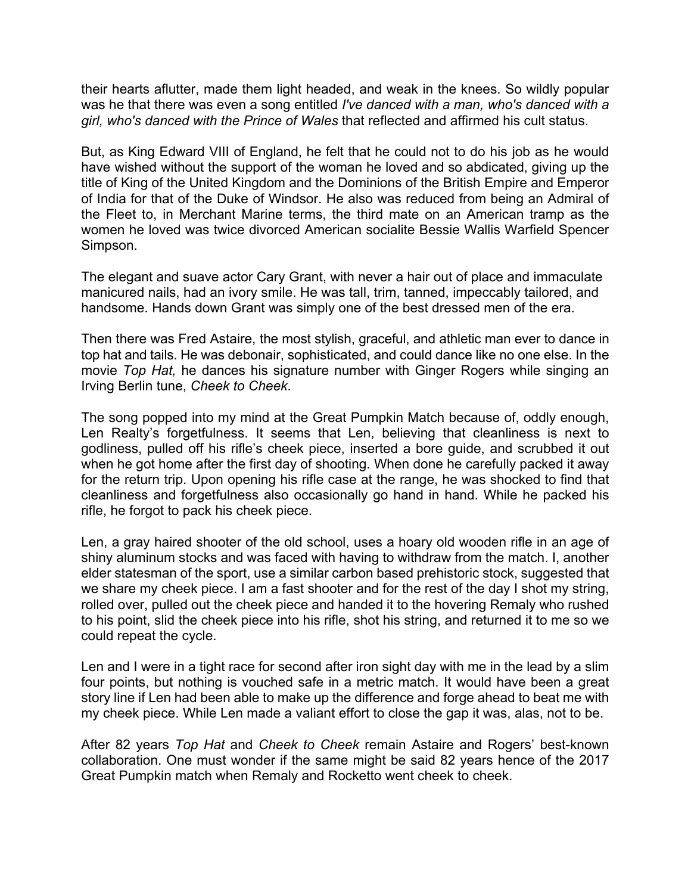their hearts aflutter, made them light headed, and weak in the knees. So wildly popular was he that there was even a song entitled *I've danced with a man, who's danced with a girl, who's danced with the Prince of Wales* that reflected and affirmed his cult status.

But, as King Edward VIII of England, he felt that he could not to do his job as he would have wished without the support of the woman he loved and so abdicated, giving up the title of King of the United Kingdom and the Dominions of the British Empire and Emperor of India for that of the Duke of Windsor. He also was reduced from being an Admiral of the Fleet to, in Merchant Marine terms, the third mate on an American tramp as the women he loved was twice divorced American socialite Bessie Wallis Warfield Spencer Simpson.

The elegant and suave actor Cary Grant, with never a hair out of place and immaculate manicured nails, had an ivory smile. He was tall, trim, tanned, impeccably tailored, and handsome. Hands down Grant was simply one of the best dressed men of the era.

Then there was Fred Astaire, the most stylish, graceful, and athletic man ever to dance in top hat and tails. He was debonair, sophisticated, and could dance like no one else. In the movie *Top Hat,* he dances his signature number with Ginger Rogers while singing an Irving Berlin tune, *Cheek to Cheek*.

The song popped into my mind at the Great Pumpkin Match because of, oddly enough, Len Realty's forgetfulness. It seems that Len, believing that cleanliness is next to godliness, pulled off his rifle's cheek piece, inserted a bore guide, and scrubbed it out when he got home after the first day of shooting. When done he carefully packed it away for the return trip. Upon opening his rifle case at the range, he was shocked to find that cleanliness and forgetfulness also occasionally go hand in hand. While he packed his rifle, he forgot to pack his cheek piece.

Len, a gray haired shooter of the old school, uses a hoary old wooden rifle in an age of shiny aluminum stocks and was faced with having to withdraw from the match. I, another elder statesman of the sport, use a similar carbon based prehistoric stock, suggested that we share my cheek piece. I am a fast shooter and for the rest of the day I shot my string, rolled over, pulled out the cheek piece and handed it to the hovering Remaly who rushed to his point, slid the cheek piece into his rifle, shot his string, and returned it to me so we could repeat the cycle.

Len and I were in a tight race for second after iron sight day with me in the lead by a slim four points, but nothing is vouched safe in a metric match. It would have been a great story line if Len had been able to make up the difference and forge ahead to beat me with my cheek piece. While Len made a valiant effort to close the gap it was, alas, not to be.

After 82 years *Top Hat* and *Cheek to Cheek* remain Astaire and Rogers' best-known collaboration. One must wonder if the same might be said 82 years hence of the 2017 Great Pumpkin match when Remaly and Rocketto went cheek to cheek.